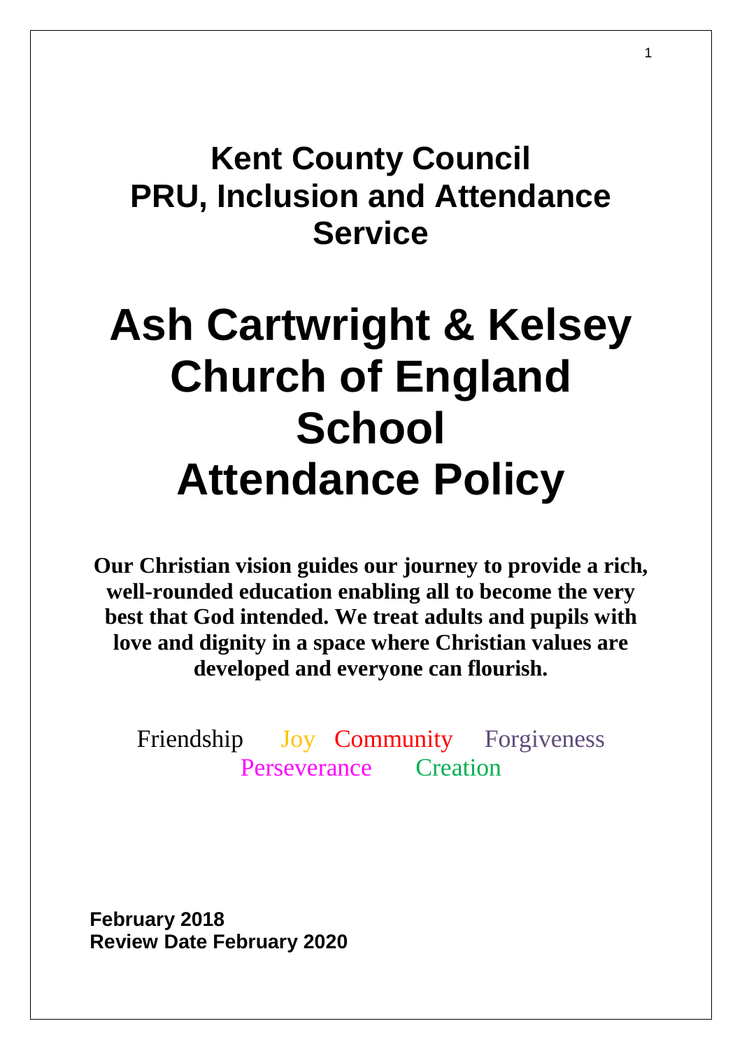## Kent County Council
## PRU, Inclusion and Attendance Service

# Ash Cartwright & Kelsey Church of England School
# Attendance Policy

**Our Christian vision guides our journey to provide a rich, well-rounded education enabling all to become the very best that God intended. We treat adults and pupils with love and dignity in a space where Christian values are developed and everyone can flourish.**

Friendship Joy Community Forgiveness
Perseverance Creation

**February 2018**
**Review Date February 2020**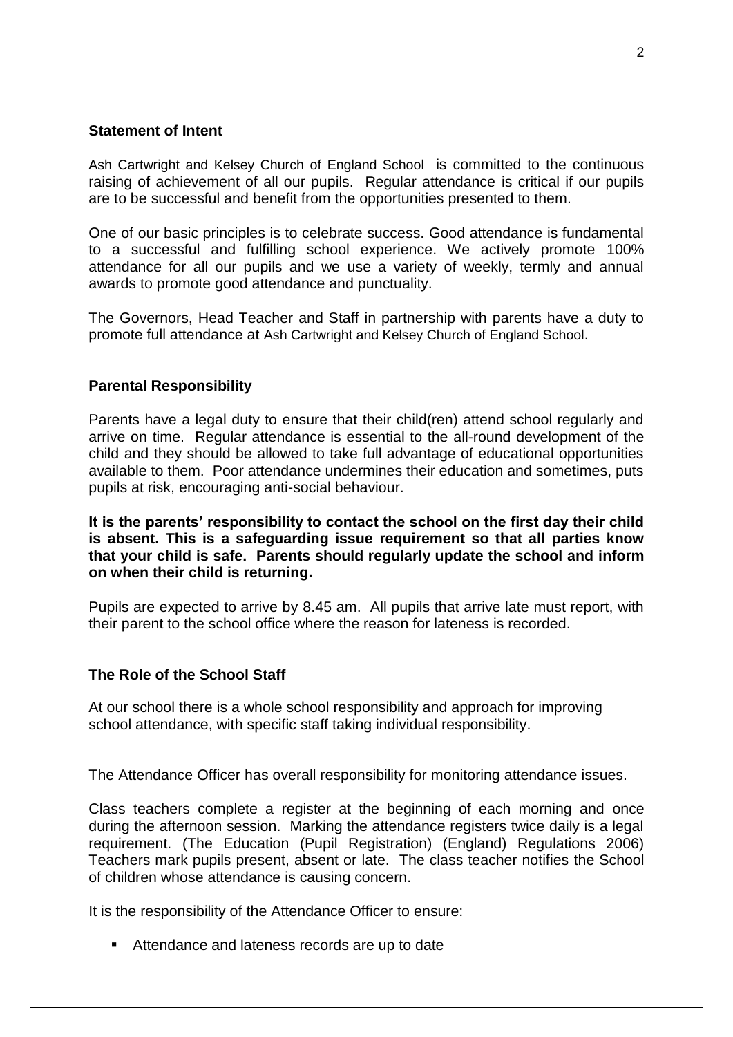## Statement of Intent

Ash Cartwright and Kelsey Church of England School is committed to the continuous raising of achievement of all our pupils. Regular attendance is critical if our pupils are to be successful and benefit from the opportunities presented to them.

One of our basic principles is to celebrate success. Good attendance is fundamental to a successful and fulfilling school experience. We actively promote 100% attendance for all our pupils and we use a variety of weekly, termly and annual awards to promote good attendance and punctuality.

The Governors, Head Teacher and Staff in partnership with parents have a duty to promote full attendance at Ash Cartwright and Kelsey Church of England School.

## Parental Responsibility

Parents have a legal duty to ensure that their child(ren) attend school regularly and arrive on time. Regular attendance is essential to the all-round development of the child and they should be allowed to take full advantage of educational opportunities available to them. Poor attendance undermines their education and sometimes, puts pupils at risk, encouraging anti-social behaviour.

**It is the parents' responsibility to contact the school on the first day their child is absent. This is a safeguarding issue requirement so that all parties know that your child is safe. Parents should regularly update the school and inform on when their child is returning.**

Pupils are expected to arrive by 8.45 am. All pupils that arrive late must report, with their parent to the school office where the reason for lateness is recorded.

## The Role of the School Staff

At our school there is a whole school responsibility and approach for improving school attendance, with specific staff taking individual responsibility.

The Attendance Officer has overall responsibility for monitoring attendance issues.

Class teachers complete a register at the beginning of each morning and once during the afternoon session. Marking the attendance registers twice daily is a legal requirement. (The Education (Pupil Registration) (England) Regulations 2006) Teachers mark pupils present, absent or late. The class teacher notifies the School of children whose attendance is causing concern.

It is the responsibility of the Attendance Officer to ensure:

- Attendance and lateness records are up to date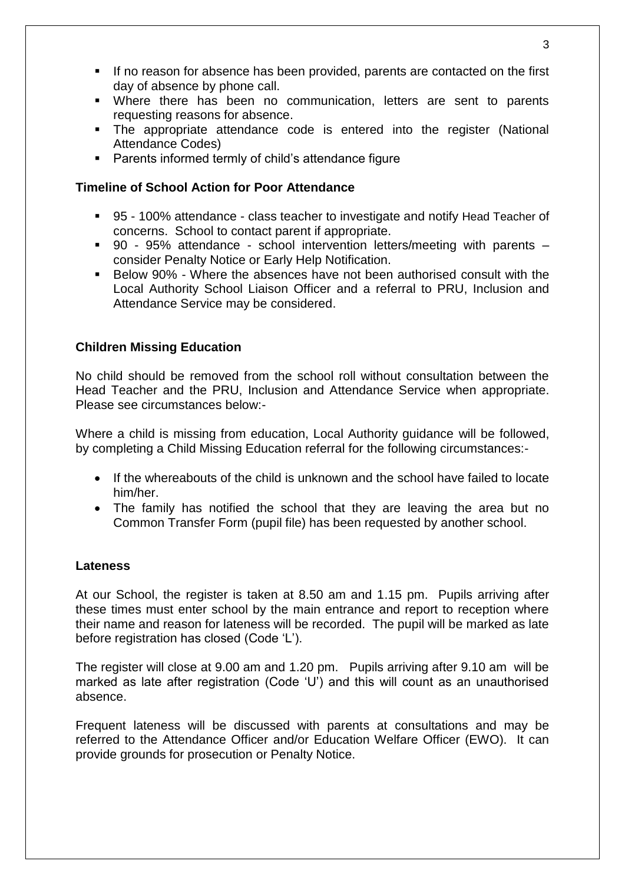- If no reason for absence has been provided, parents are contacted on the first day of absence by phone call.
- Where there has been no communication, letters are sent to parents requesting reasons for absence.
- The appropriate attendance code is entered into the register (National Attendance Codes)
- Parents informed termly of child's attendance figure

**Timeline of School Action for Poor Attendance**

- 95 - 100% attendance - class teacher to investigate and notify Head Teacher of concerns. School to contact parent if appropriate.
- 90 - 95% attendance - school intervention letters/meeting with parents – consider Penalty Notice or Early Help Notification.
- Below 90% - Where the absences have not been authorised consult with the Local Authority School Liaison Officer and a referral to PRU, Inclusion and Attendance Service may be considered.

**Children Missing Education**

No child should be removed from the school roll without consultation between the Head Teacher and the PRU, Inclusion and Attendance Service when appropriate. Please see circumstances below:-

Where a child is missing from education, Local Authority guidance will be followed, by completing a Child Missing Education referral for the following circumstances:-

- If the whereabouts of the child is unknown and the school have failed to locate him/her.
- The family has notified the school that they are leaving the area but no Common Transfer Form (pupil file) has been requested by another school.

**Lateness**

At our School, the register is taken at 8.50 am and 1.15 pm. Pupils arriving after these times must enter school by the main entrance and report to reception where their name and reason for lateness will be recorded. The pupil will be marked as late before registration has closed (Code 'L').

The register will close at 9.00 am and 1.20 pm. Pupils arriving after 9.10 am will be marked as late after registration (Code 'U') and this will count as an unauthorised absence.

Frequent lateness will be discussed with parents at consultations and may be referred to the Attendance Officer and/or Education Welfare Officer (EWO). It can provide grounds for prosecution or Penalty Notice.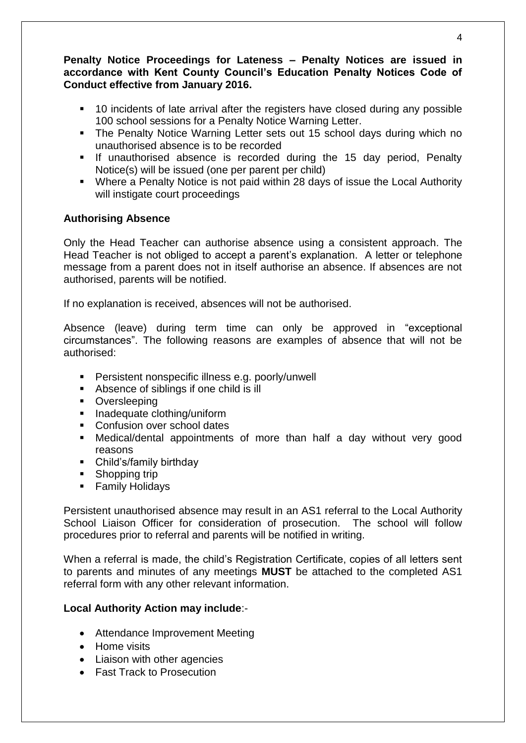**Penalty Notice Proceedings for Lateness – Penalty Notices are issued in accordance with Kent County Council's Education Penalty Notices Code of Conduct effective from January 2016.**

- 10 incidents of late arrival after the registers have closed during any possible 100 school sessions for a Penalty Notice Warning Letter.
- The Penalty Notice Warning Letter sets out 15 school days during which no unauthorised absence is to be recorded
- If unauthorised absence is recorded during the 15 day period, Penalty Notice(s) will be issued (one per parent per child)
- Where a Penalty Notice is not paid within 28 days of issue the Local Authority will instigate court proceedings

**Authorising Absence**

Only the Head Teacher can authorise absence using a consistent approach. The Head Teacher is not obliged to accept a parent's explanation. A letter or telephone message from a parent does not in itself authorise an absence. If absences are not authorised, parents will be notified.

If no explanation is received, absences will not be authorised.

Absence (leave) during term time can only be approved in "exceptional circumstances". The following reasons are examples of absence that will not be authorised:

- Persistent nonspecific illness e.g. poorly/unwell
- Absence of siblings if one child is ill
- Oversleeping
- Inadequate clothing/uniform
- Confusion over school dates
- Medical/dental appointments of more than half a day without very good reasons
- Child's/family birthday
- Shopping trip
- Family Holidays

Persistent unauthorised absence may result in an AS1 referral to the Local Authority School Liaison Officer for consideration of prosecution. The school will follow procedures prior to referral and parents will be notified in writing.

When a referral is made, the child's Registration Certificate, copies of all letters sent to parents and minutes of any meetings **MUST** be attached to the completed AS1 referral form with any other relevant information.

**Local Authority Action may include**:-

- Attendance Improvement Meeting
- Home visits
- Liaison with other agencies
- Fast Track to Prosecution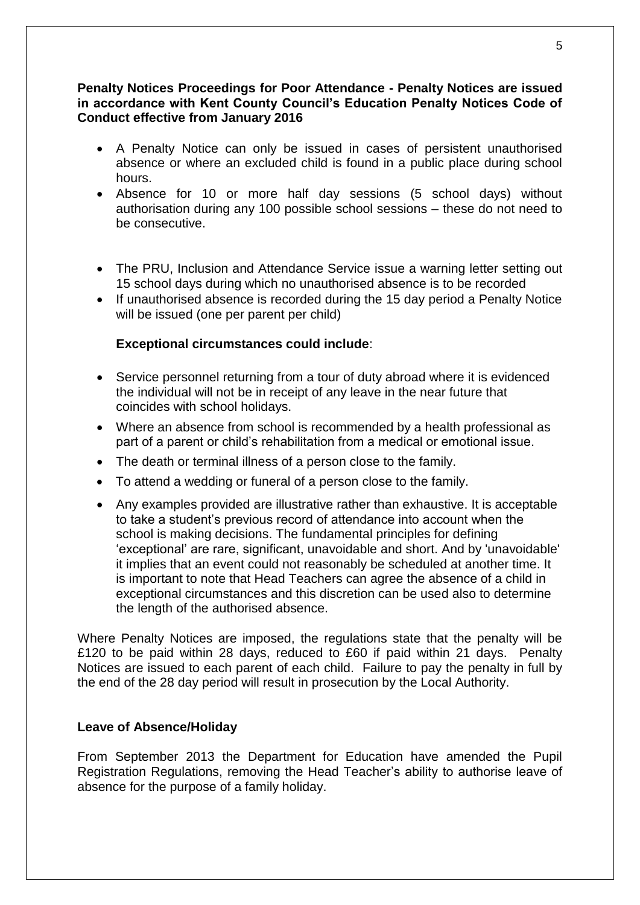**Penalty Notices Proceedings for Poor Attendance - Penalty Notices are issued in accordance with Kent County Council's Education Penalty Notices Code of Conduct effective from January 2016**

- A Penalty Notice can only be issued in cases of persistent unauthorised absence or where an excluded child is found in a public place during school hours.
- Absence for 10 or more half day sessions (5 school days) without authorisation during any 100 possible school sessions – these do not need to be consecutive.

- The PRU, Inclusion and Attendance Service issue a warning letter setting out 15 school days during which no unauthorised absence is to be recorded
- If unauthorised absence is recorded during the 15 day period a Penalty Notice will be issued (one per parent per child)

**Exceptional circumstances could include**:

- Service personnel returning from a tour of duty abroad where it is evidenced the individual will not be in receipt of any leave in the near future that coincides with school holidays.
- Where an absence from school is recommended by a health professional as part of a parent or child's rehabilitation from a medical or emotional issue.
- The death or terminal illness of a person close to the family.
- To attend a wedding or funeral of a person close to the family.
- Any examples provided are illustrative rather than exhaustive. It is acceptable to take a student's previous record of attendance into account when the school is making decisions. The fundamental principles for defining 'exceptional' are rare, significant, unavoidable and short. And by 'unavoidable' it implies that an event could not reasonably be scheduled at another time. It is important to note that Head Teachers can agree the absence of a child in exceptional circumstances and this discretion can be used also to determine the length of the authorised absence.

Where Penalty Notices are imposed, the regulations state that the penalty will be £120 to be paid within 28 days, reduced to £60 if paid within 21 days. Penalty Notices are issued to each parent of each child. Failure to pay the penalty in full by the end of the 28 day period will result in prosecution by the Local Authority.

**Leave of Absence/Holiday**

From September 2013 the Department for Education have amended the Pupil Registration Regulations, removing the Head Teacher's ability to authorise leave of absence for the purpose of a family holiday.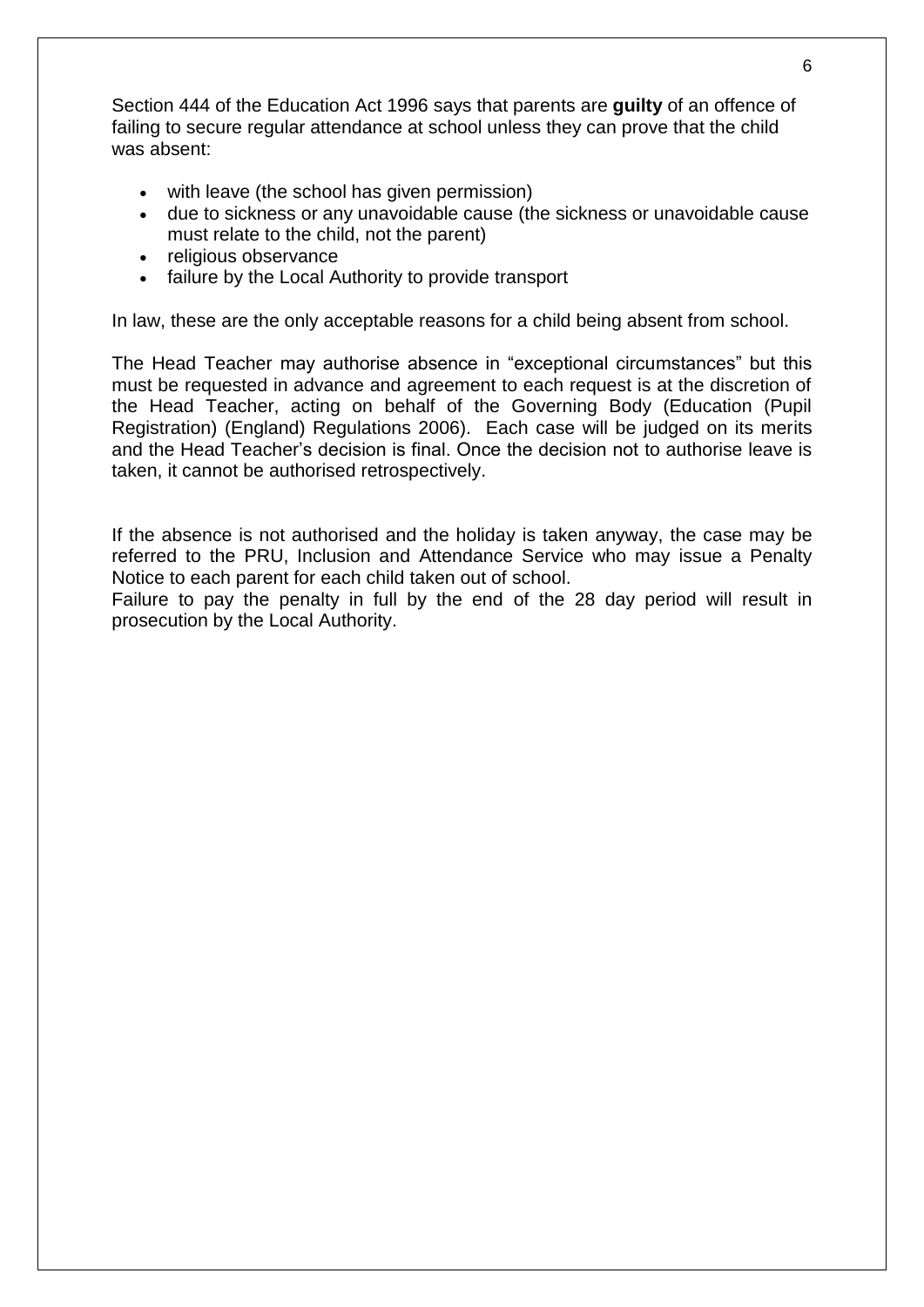Section 444 of the Education Act 1996 says that parents are **guilty** of an offence of failing to secure regular attendance at school unless they can prove that the child was absent:

- with leave (the school has given permission)
- due to sickness or any unavoidable cause (the sickness or unavoidable cause must relate to the child, not the parent)
- religious observance
- failure by the Local Authority to provide transport

In law, these are the only acceptable reasons for a child being absent from school.

The Head Teacher may authorise absence in "exceptional circumstances" but this must be requested in advance and agreement to each request is at the discretion of the Head Teacher, acting on behalf of the Governing Body (Education (Pupil Registration) (England) Regulations 2006). Each case will be judged on its merits and the Head Teacher's decision is final. Once the decision not to authorise leave is taken, it cannot be authorised retrospectively.

If the absence is not authorised and the holiday is taken anyway, the case may be referred to the PRU, Inclusion and Attendance Service who may issue a Penalty Notice to each parent for each child taken out of school.
Failure to pay the penalty in full by the end of the 28 day period will result in prosecution by the Local Authority.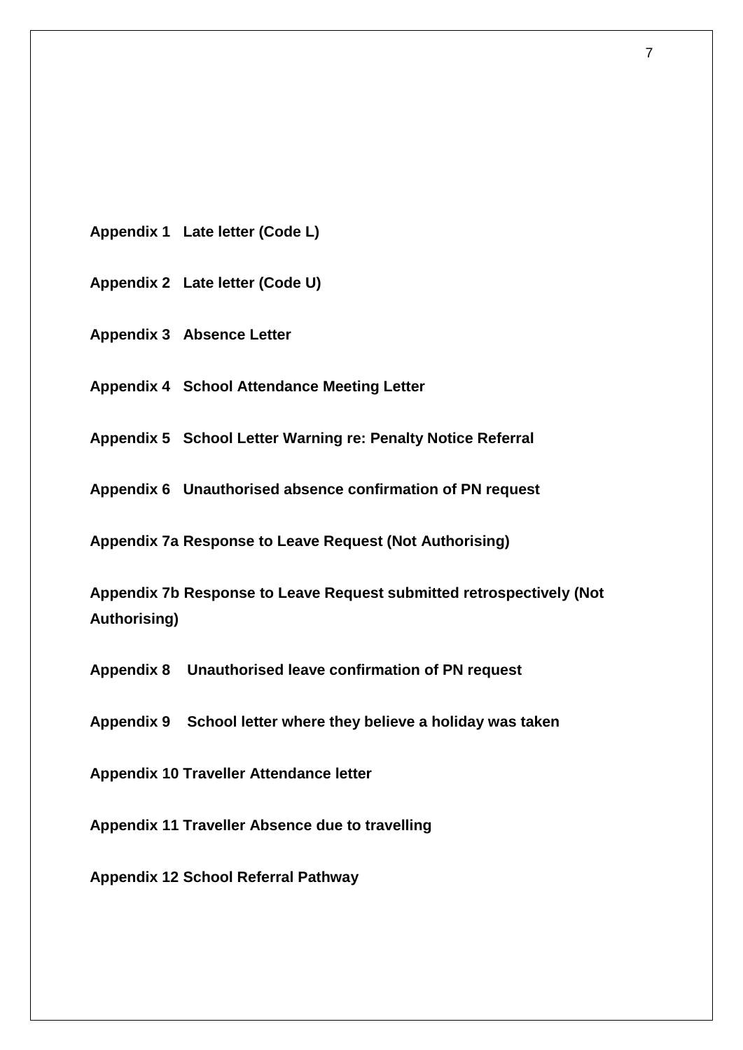**Appendix 1   Late letter (Code L)**

**Appendix 2   Late letter (Code U)**

**Appendix 3   Absence Letter**

**Appendix 4   School Attendance Meeting Letter**

**Appendix 5   School Letter Warning re: Penalty Notice Referral**

**Appendix 6   Unauthorised absence confirmation of PN request**

**Appendix 7a Response to Leave Request (Not Authorising)**

**Appendix 7b Response to Leave Request submitted retrospectively (Not Authorising)**

**Appendix 8   Unauthorised leave confirmation of PN request**

**Appendix 9   School letter where they believe a holiday was taken**

**Appendix 10 Traveller Attendance letter**

**Appendix 11 Traveller Absence due to travelling**

**Appendix 12 School Referral Pathway**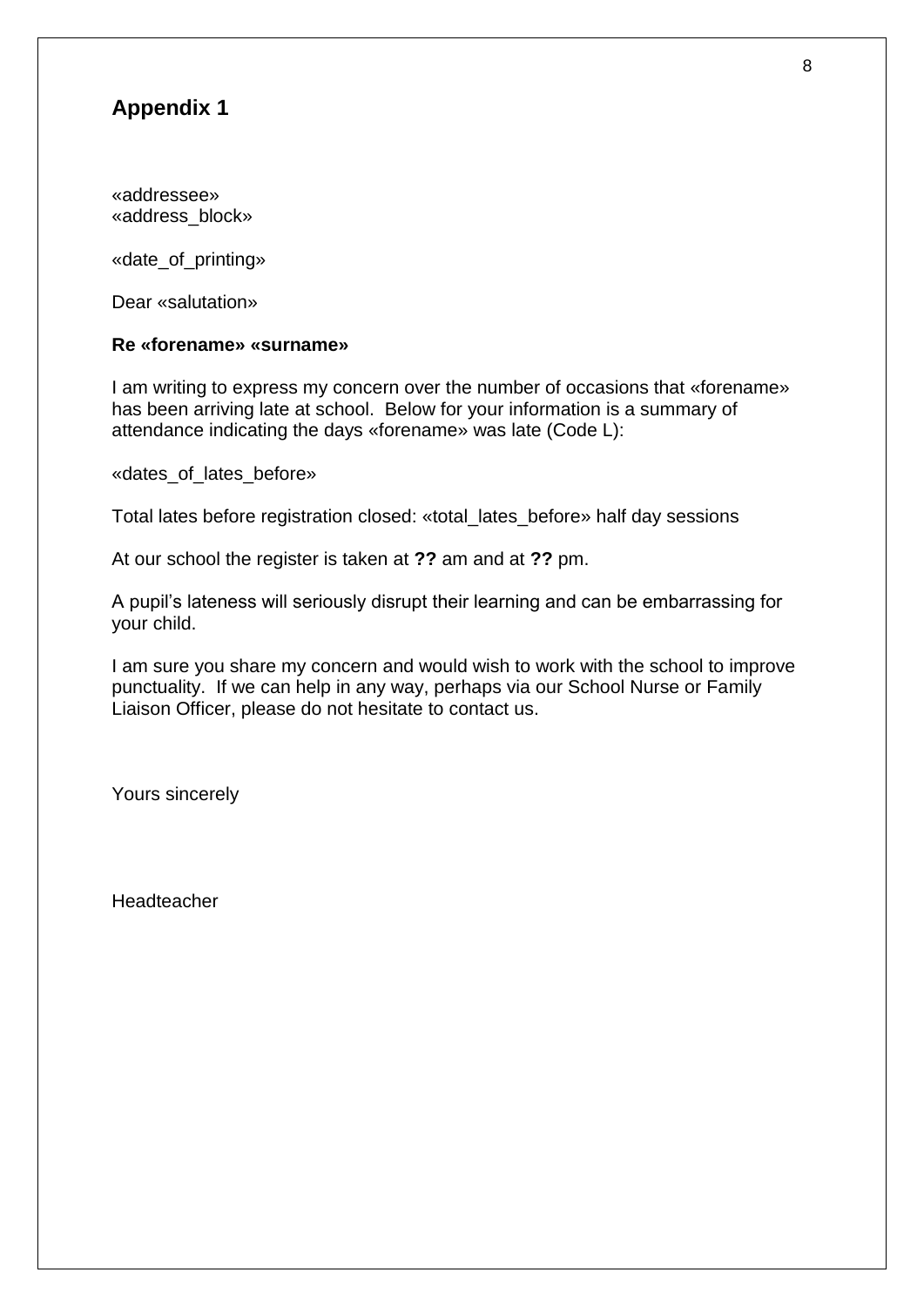## Appendix 1

«addressee»
«address_block»

«date_of_printing»

Dear «salutation»

**Re «forename» «surname»**

I am writing to express my concern over the number of occasions that «forename» has been arriving late at school. Below for your information is a summary of attendance indicating the days «forename» was late (Code L):

«dates_of_lates_before»

Total lates before registration closed: «total_lates_before» half day sessions

At our school the register is taken at **??** am and at **??** pm.

A pupil's lateness will seriously disrupt their learning and can be embarrassing for your child.

I am sure you share my concern and would wish to work with the school to improve punctuality. If we can help in any way, perhaps via our School Nurse or Family Liaison Officer, please do not hesitate to contact us.

Yours sincerely

Headteacher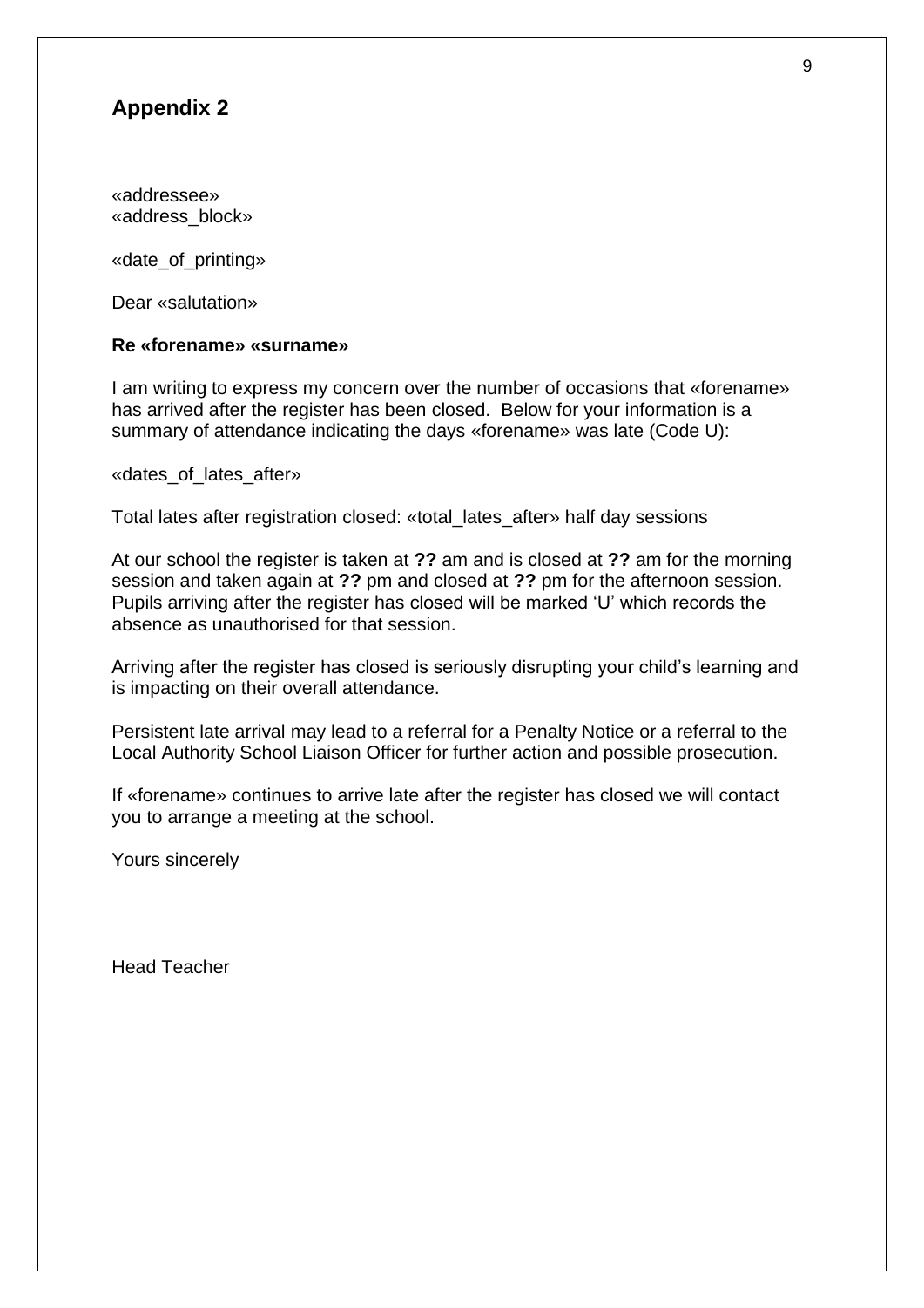## Appendix 2

«addressee»
«address_block»

«date_of_printing»

Dear «salutation»

**Re «forename» «surname»**

I am writing to express my concern over the number of occasions that «forename» has arrived after the register has been closed. Below for your information is a summary of attendance indicating the days «forename» was late (Code U):

«dates_of_lates_after»

Total lates after registration closed: «total_lates_after» half day sessions

At our school the register is taken at **??** am and is closed at **??** am for the morning session and taken again at **??** pm and closed at **??** pm for the afternoon session. Pupils arriving after the register has closed will be marked 'U' which records the absence as unauthorised for that session.

Arriving after the register has closed is seriously disrupting your child's learning and is impacting on their overall attendance.

Persistent late arrival may lead to a referral for a Penalty Notice or a referral to the Local Authority School Liaison Officer for further action and possible prosecution.

If «forename» continues to arrive late after the register has closed we will contact you to arrange a meeting at the school.

Yours sincerely

Head Teacher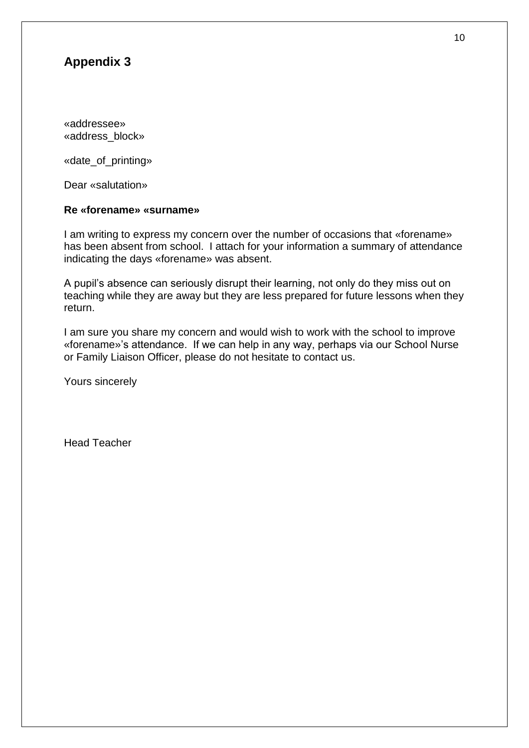## Appendix 3

«addressee»
«address_block»

«date_of_printing»

Dear «salutation»

**Re «forename» «surname»**

I am writing to express my concern over the number of occasions that «forename» has been absent from school. I attach for your information a summary of attendance indicating the days «forename» was absent.

A pupil's absence can seriously disrupt their learning, not only do they miss out on teaching while they are away but they are less prepared for future lessons when they return.

I am sure you share my concern and would wish to work with the school to improve «forename»'s attendance. If we can help in any way, perhaps via our School Nurse or Family Liaison Officer, please do not hesitate to contact us.

Yours sincerely

Head Teacher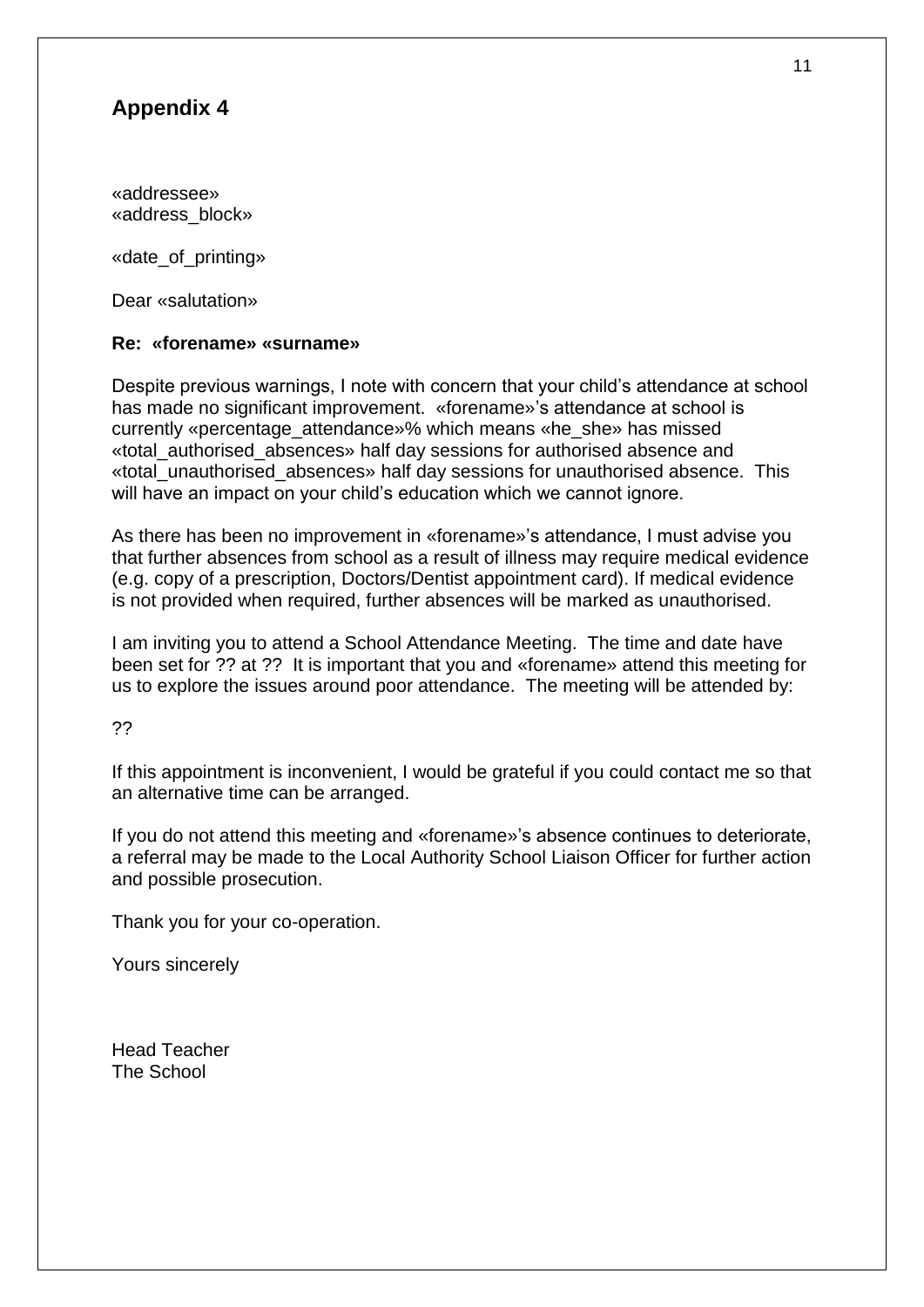## Appendix 4

«addressee»
«address_block»

«date_of_printing»

Dear «salutation»

**Re: «forename» «surname»**

Despite previous warnings, I note with concern that your child's attendance at school has made no significant improvement. «forename»'s attendance at school is currently «percentage_attendance»% which means «he_she» has missed «total_authorised_absences» half day sessions for authorised absence and «total_unauthorised_absences» half day sessions for unauthorised absence. This will have an impact on your child's education which we cannot ignore.

As there has been no improvement in «forename»'s attendance, I must advise you that further absences from school as a result of illness may require medical evidence (e.g. copy of a prescription, Doctors/Dentist appointment card). If medical evidence is not provided when required, further absences will be marked as unauthorised.

I am inviting you to attend a School Attendance Meeting. The time and date have been set for ?? at ?? It is important that you and «forename» attend this meeting for us to explore the issues around poor attendance. The meeting will be attended by:

??

If this appointment is inconvenient, I would be grateful if you could contact me so that an alternative time can be arranged.

If you do not attend this meeting and «forename»'s absence continues to deteriorate, a referral may be made to the Local Authority School Liaison Officer for further action and possible prosecution.

Thank you for your co-operation.

Yours sincerely

Head Teacher
The School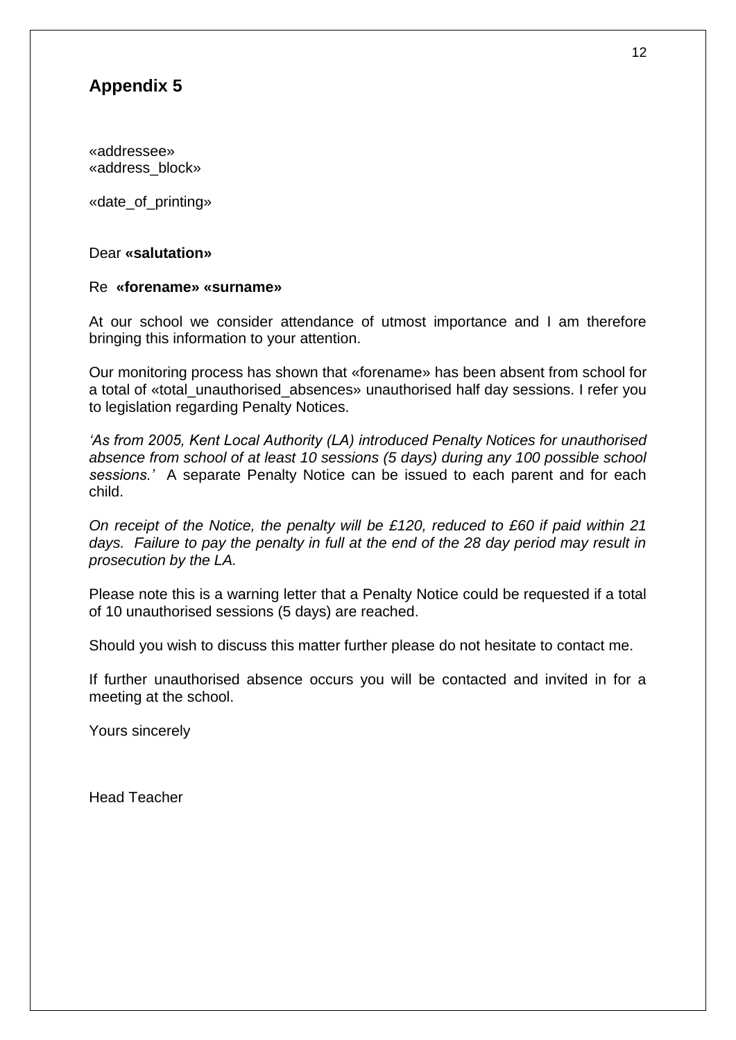## Appendix 5

«addressee»
«address_block»

«date_of_printing»

Dear **«salutation»**

Re **«forename» «surname»**

At our school we consider attendance of utmost importance and I am therefore bringing this information to your attention.

Our monitoring process has shown that «forename» has been absent from school for a total of «total_unauthorised_absences» unauthorised half day sessions. I refer you to legislation regarding Penalty Notices.

*'As from 2005, Kent Local Authority (LA) introduced Penalty Notices for unauthorised absence from school of at least 10 sessions (5 days) during any 100 possible school sessions.'* A separate Penalty Notice can be issued to each parent and for each child.

*On receipt of the Notice, the penalty will be £120, reduced to £60 if paid within 21 days. Failure to pay the penalty in full at the end of the 28 day period may result in prosecution by the LA.*

Please note this is a warning letter that a Penalty Notice could be requested if a total of 10 unauthorised sessions (5 days) are reached.

Should you wish to discuss this matter further please do not hesitate to contact me.

If further unauthorised absence occurs you will be contacted and invited in for a meeting at the school.

Yours sincerely

Head Teacher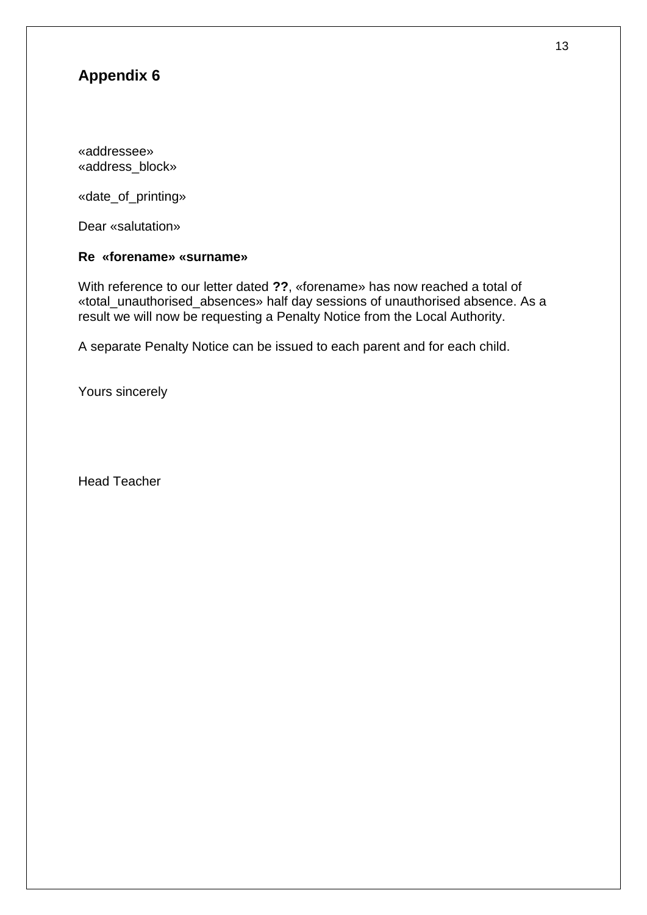## Appendix 6

«addressee»
«address_block»

«date_of_printing»

Dear «salutation»

**Re «forename» «surname»**

With reference to our letter dated **??**, «forename» has now reached a total of «total_unauthorised_absences» half day sessions of unauthorised absence. As a result we will now be requesting a Penalty Notice from the Local Authority.

A separate Penalty Notice can be issued to each parent and for each child.

Yours sincerely

Head Teacher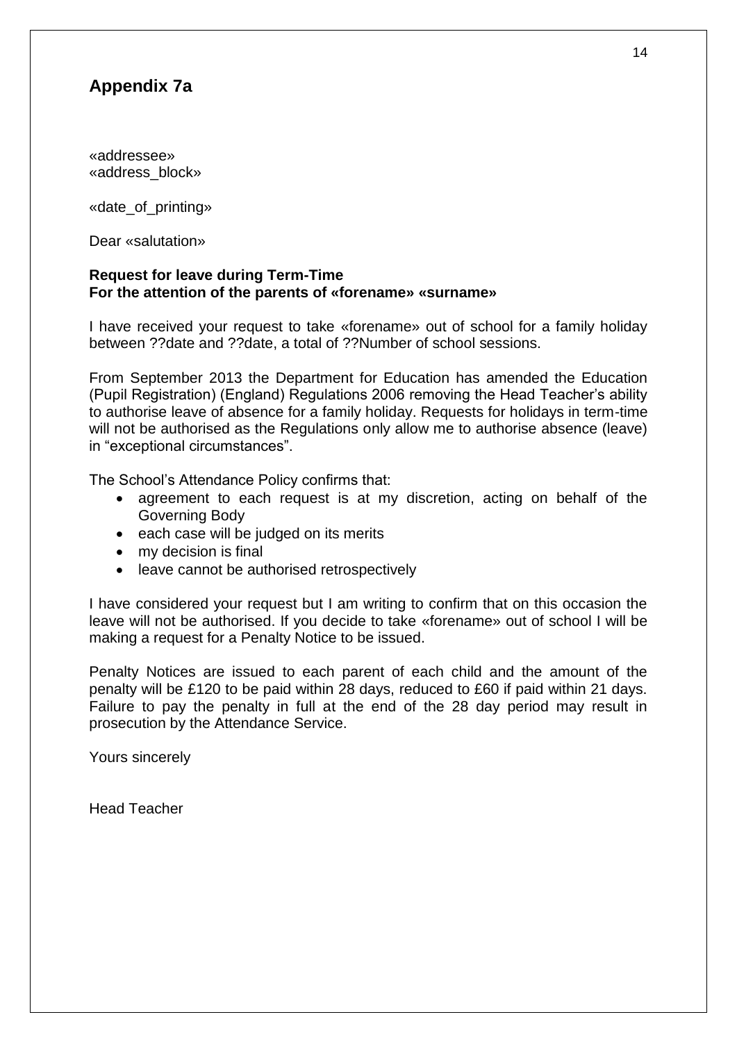## Appendix 7a

«addressee»
«address_block»

«date_of_printing»

Dear «salutation»

**Request for leave during Term-Time**
**For the attention of the parents of «forename» «surname»**

I have received your request to take «forename» out of school for a family holiday between ??date and ??date, a total of ??Number of school sessions.

From September 2013 the Department for Education has amended the Education (Pupil Registration) (England) Regulations 2006 removing the Head Teacher's ability to authorise leave of absence for a family holiday. Requests for holidays in term-time will not be authorised as the Regulations only allow me to authorise absence (leave) in "exceptional circumstances".

The School's Attendance Policy confirms that:

- agreement to each request is at my discretion, acting on behalf of the Governing Body
- each case will be judged on its merits
- my decision is final
- leave cannot be authorised retrospectively

I have considered your request but I am writing to confirm that on this occasion the leave will not be authorised. If you decide to take «forename» out of school I will be making a request for a Penalty Notice to be issued.

Penalty Notices are issued to each parent of each child and the amount of the penalty will be £120 to be paid within 28 days, reduced to £60 if paid within 21 days. Failure to pay the penalty in full at the end of the 28 day period may result in prosecution by the Attendance Service.

Yours sincerely

Head Teacher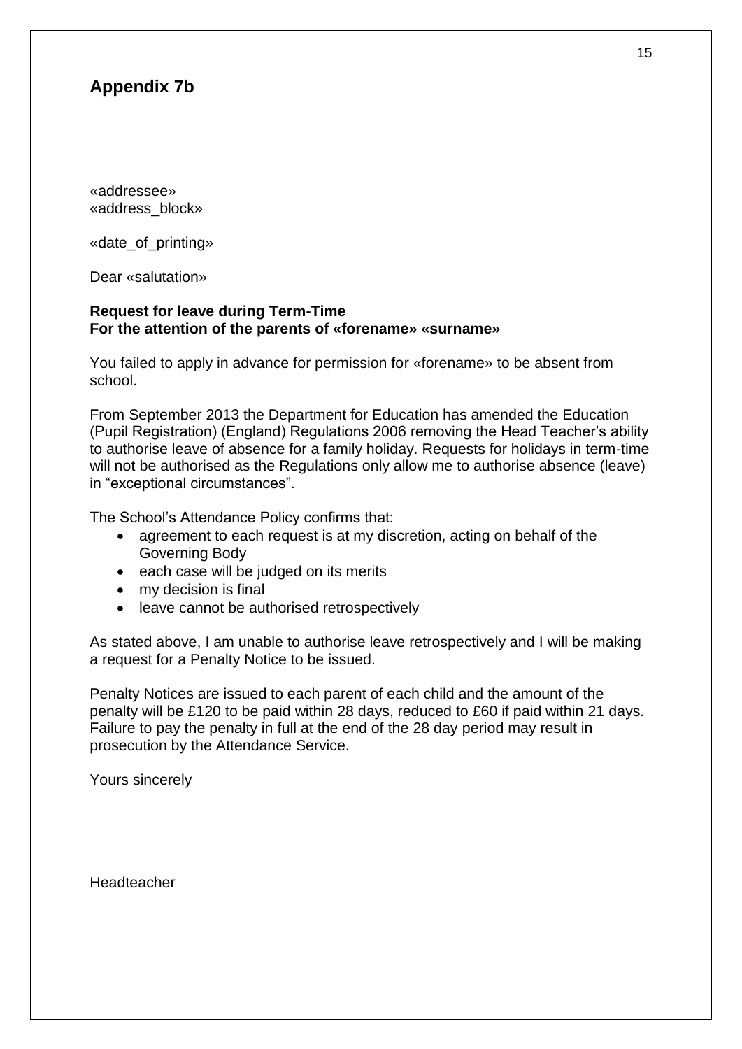## Appendix 7b

«addressee»
«address_block»

«date_of_printing»

Dear «salutation»

**Request for leave during Term-Time**
**For the attention of the parents of «forename» «surname»**

You failed to apply in advance for permission for «forename» to be absent from school.

From September 2013 the Department for Education has amended the Education (Pupil Registration) (England) Regulations 2006 removing the Head Teacher's ability to authorise leave of absence for a family holiday. Requests for holidays in term-time will not be authorised as the Regulations only allow me to authorise absence (leave) in "exceptional circumstances".

The School's Attendance Policy confirms that:

- agreement to each request is at my discretion, acting on behalf of the Governing Body
- each case will be judged on its merits
- my decision is final
- leave cannot be authorised retrospectively

As stated above, I am unable to authorise leave retrospectively and I will be making a request for a Penalty Notice to be issued.

Penalty Notices are issued to each parent of each child and the amount of the penalty will be £120 to be paid within 28 days, reduced to £60 if paid within 21 days. Failure to pay the penalty in full at the end of the 28 day period may result in prosecution by the Attendance Service.

Yours sincerely

Headteacher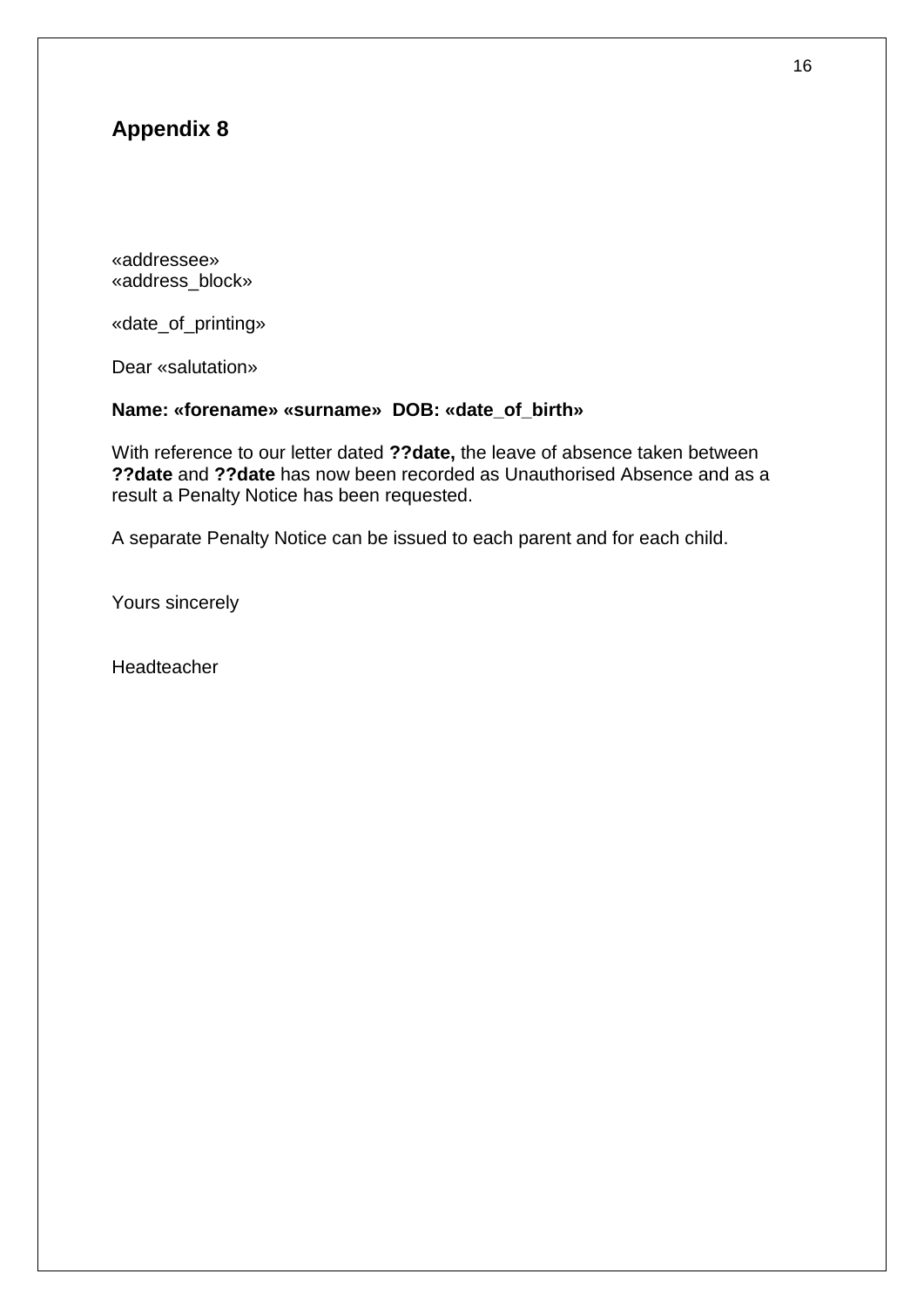## Appendix 8

«addressee»
«address_block»

«date_of_printing»

Dear «salutation»

**Name: «forename» «surname»  DOB: «date_of_birth»**

With reference to our letter dated **??date,** the leave of absence taken between **??date** and **??date** has now been recorded as Unauthorised Absence and as a result a Penalty Notice has been requested.

A separate Penalty Notice can be issued to each parent and for each child.

Yours sincerely

Headteacher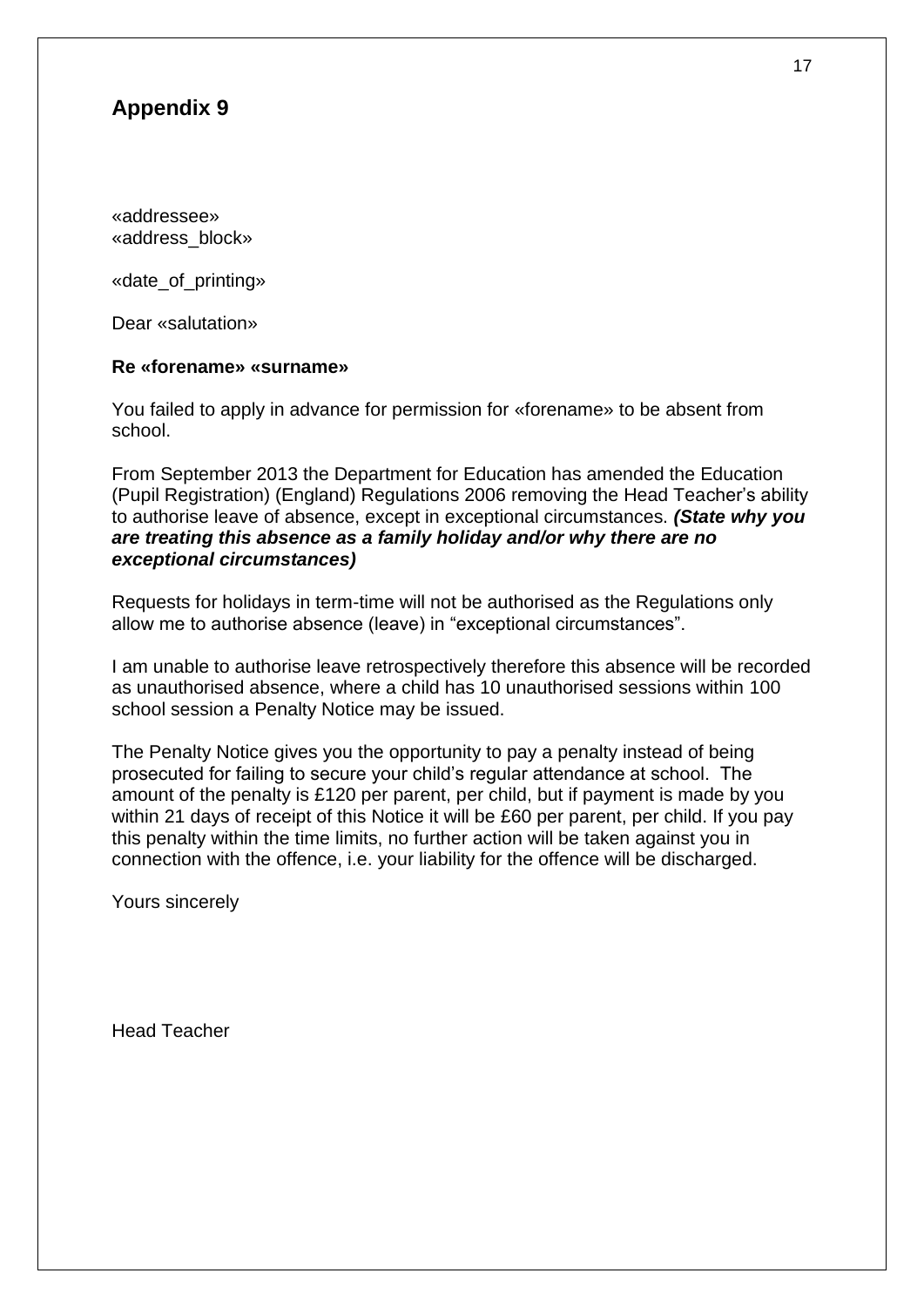## Appendix 9

«addressee»
«address_block»

«date_of_printing»

Dear «salutation»

**Re «forename» «surname»**

You failed to apply in advance for permission for «forename» to be absent from school.

From September 2013 the Department for Education has amended the Education (Pupil Registration) (England) Regulations 2006 removing the Head Teacher's ability to authorise leave of absence, except in exceptional circumstances. ***(State why you are treating this absence as a family holiday and/or why there are no exceptional circumstances)***

Requests for holidays in term-time will not be authorised as the Regulations only allow me to authorise absence (leave) in "exceptional circumstances".

I am unable to authorise leave retrospectively therefore this absence will be recorded as unauthorised absence, where a child has 10 unauthorised sessions within 100 school session a Penalty Notice may be issued.

The Penalty Notice gives you the opportunity to pay a penalty instead of being prosecuted for failing to secure your child's regular attendance at school. The amount of the penalty is £120 per parent, per child, but if payment is made by you within 21 days of receipt of this Notice it will be £60 per parent, per child. If you pay this penalty within the time limits, no further action will be taken against you in connection with the offence, i.e. your liability for the offence will be discharged.

Yours sincerely

Head Teacher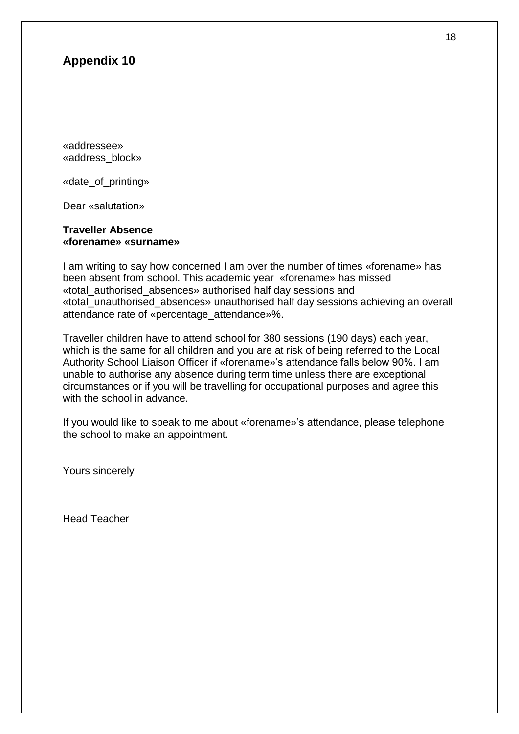## Appendix 10

«addressee»
«address_block»

«date_of_printing»

Dear «salutation»

**Traveller Absence**
**«forename» «surname»**

I am writing to say how concerned I am over the number of times «forename» has been absent from school. This academic year «forename» has missed «total_authorised_absences» authorised half day sessions and «total_unauthorised_absences» unauthorised half day sessions achieving an overall attendance rate of «percentage_attendance»%.

Traveller children have to attend school for 380 sessions (190 days) each year, which is the same for all children and you are at risk of being referred to the Local Authority School Liaison Officer if «forename»'s attendance falls below 90%. I am unable to authorise any absence during term time unless there are exceptional circumstances or if you will be travelling for occupational purposes and agree this with the school in advance.

If you would like to speak to me about «forename»'s attendance, please telephone the school to make an appointment.

Yours sincerely

Head Teacher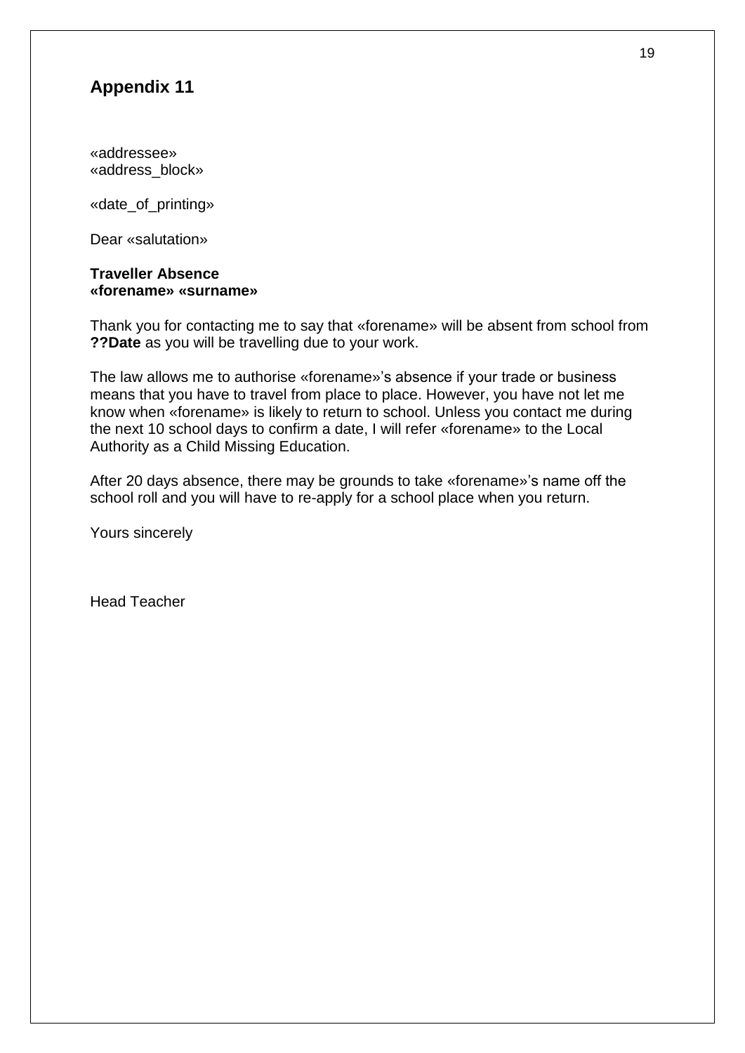## Appendix 11

«addressee»
«address_block»

«date_of_printing»

Dear «salutation»

**Traveller Absence**
**«forename» «surname»**

Thank you for contacting me to say that «forename» will be absent from school from **??Date** as you will be travelling due to your work.

The law allows me to authorise «forename»'s absence if your trade or business means that you have to travel from place to place. However, you have not let me know when «forename» is likely to return to school. Unless you contact me during the next 10 school days to confirm a date, I will refer «forename» to the Local Authority as a Child Missing Education.

After 20 days absence, there may be grounds to take «forename»'s name off the school roll and you will have to re-apply for a school place when you return.

Yours sincerely

Head Teacher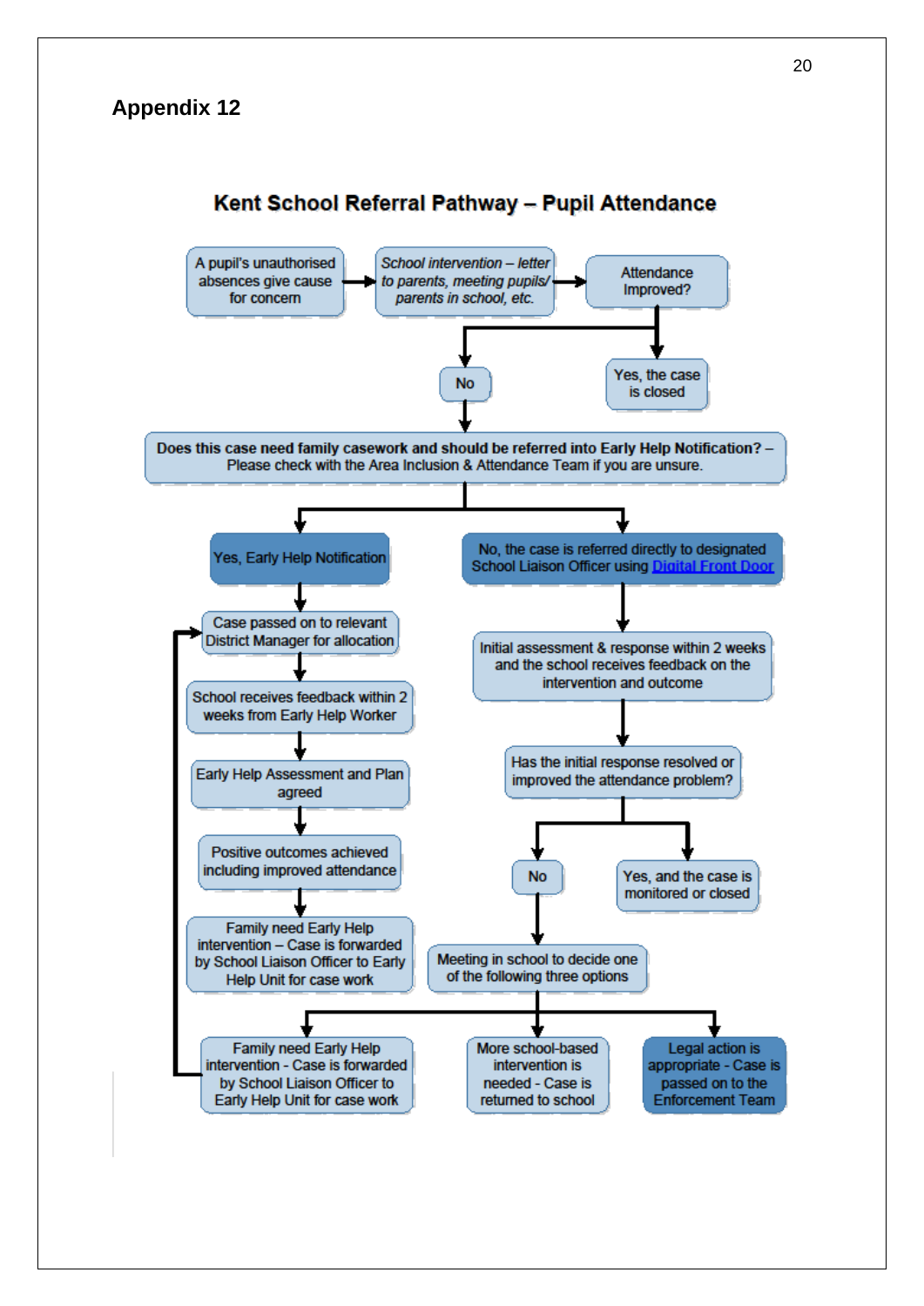## Appendix 12

### Kent School Referral Pathway – Pupil Attendance

A pupil's unauthorised absences give cause for concern

*School intervention – letter to parents, meeting pupils/ parents in school, etc.*

Attendance Improved?

No

Yes, the case is closed

**Does this case need family casework and should be referred into Early Help Notification?** – Please check with the Area Inclusion & Attendance Team if you are unsure.

Yes, Early Help Notification

Case passed on to relevant District Manager for allocation

School receives feedback within 2 weeks from Early Help Worker

Early Help Assessment and Plan agreed

Positive outcomes achieved including improved attendance

Family need Early Help intervention – Case is forwarded by School Liaison Officer to Early Help Unit for case work

No, the case is referred directly to designated School Liaison Officer using [Digital Front Door]

Initial assessment & response within 2 weeks and the school receives feedback on the intervention and outcome

Has the initial response resolved or improved the attendance problem?

No

Yes, and the case is monitored or closed

Meeting in school to decide one of the following three options

Family need Early Help intervention - Case is forwarded by School Liaison Officer to Early Help Unit for case work

More school-based intervention is needed - Case is returned to school

Legal action is appropriate - Case is passed on to the Enforcement Team